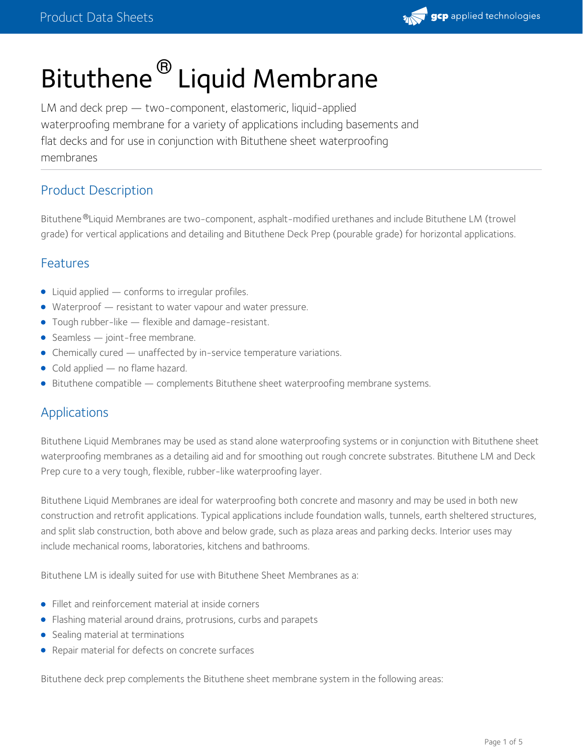# Bituthene® Liquid Membrane

LM and deck prep — two-component, elastomeric, liquid-applied waterproofing membrane for a variety of applications including basements and flat decks and for use in conjunction with Bituthene sheet waterproofing membranes

## Product Description

Bituthene® Liquid Membranes are two-component, asphalt-modified urethanes and include Bituthene LM (trowel grade) for vertical applications and detailing and Bituthene Deck Prep (pourable grade) for horizontal applications.

## Features

- Liquid applied — conforms to irregular profiles.
- Waterproof — resistant to water vapour and water pressure.
- Tough rubber-like — flexible and damage-resistant.
- Seamless — joint-free membrane.
- Chemically cured — unaffected by in-service temperature variations.
- Cold applied — no flame hazard.
- Bituthene compatible — complements Bituthene sheet waterproofing membrane systems.

## Applications

Bituthene Liquid Membranes may be used as stand alone waterproofing systems or in conjunction with Bituthene sheet waterproofing membranes as a detailing aid and for smoothing out rough concrete substrates. Bituthene LM and Deck Prep cure to a very tough, flexible, rubber-like waterproofing layer.

Bituthene Liquid Membranes are ideal for waterproofing both concrete and masonry and may be used in both new construction and retrofit applications. Typical applications include foundation walls, tunnels, earth sheltered structures, and split slab construction, both above and below grade, such as plaza areas and parking decks. Interior uses may include mechanical rooms, laboratories, kitchens and bathrooms.

Bituthene LM is ideally suited for use with Bituthene Sheet Membranes as a:

- Fillet and reinforcement material at inside corners
- Flashing material around drains, protrusions, curbs and parapets
- Sealing material at terminations
- Repair material for defects on concrete surfaces

Bituthene deck prep complements the Bituthene sheet membrane system in the following areas: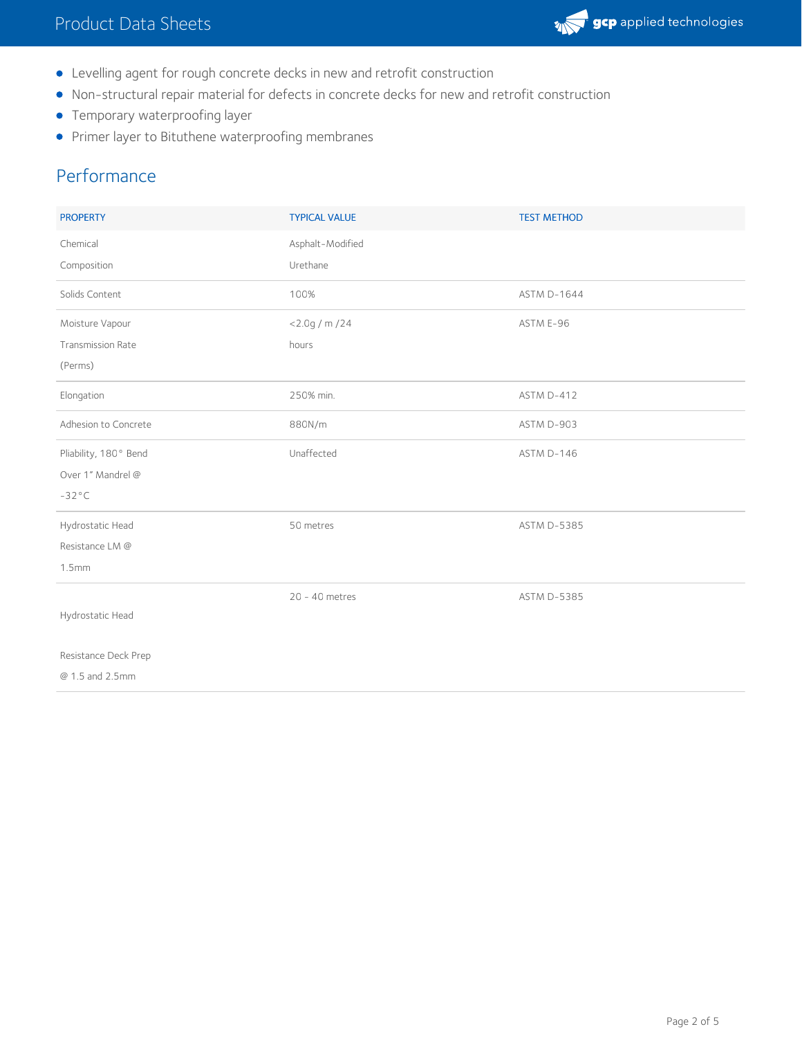- Levelling agent for rough concrete decks in new and retrofit construction
- Non-structural repair material for defects in concrete decks for new and retrofit construction
- Temporary waterproofing layer
- Primer layer to Bituthene waterproofing membranes

## Performance

| PROPERTY | TYPICAL VALUE | TEST METHOD |
|---|---|---|
| Chemical Composition | Asphalt-Modified Urethane | |
| Solids Content | 100% | ASTM D-1644 |
| Moisture Vapour Transmission Rate (Perms) | <2.0g / m /24 hours | ASTM E-96 |
| Elongation | 250% min. | ASTM D-412 |
| Adhesion to Concrete | 880N/m | ASTM D-903 |
| Pliability, 180° Bend Over 1" Mandrel @ -32°C | Unaffected | ASTM D-146 |
| Hydrostatic Head Resistance LM @ 1.5mm | 50 metres | ASTM D-5385 |
| Hydrostatic Head Resistance Deck Prep @ 1.5 and 2.5mm | 20 - 40 metres | ASTM D-5385 |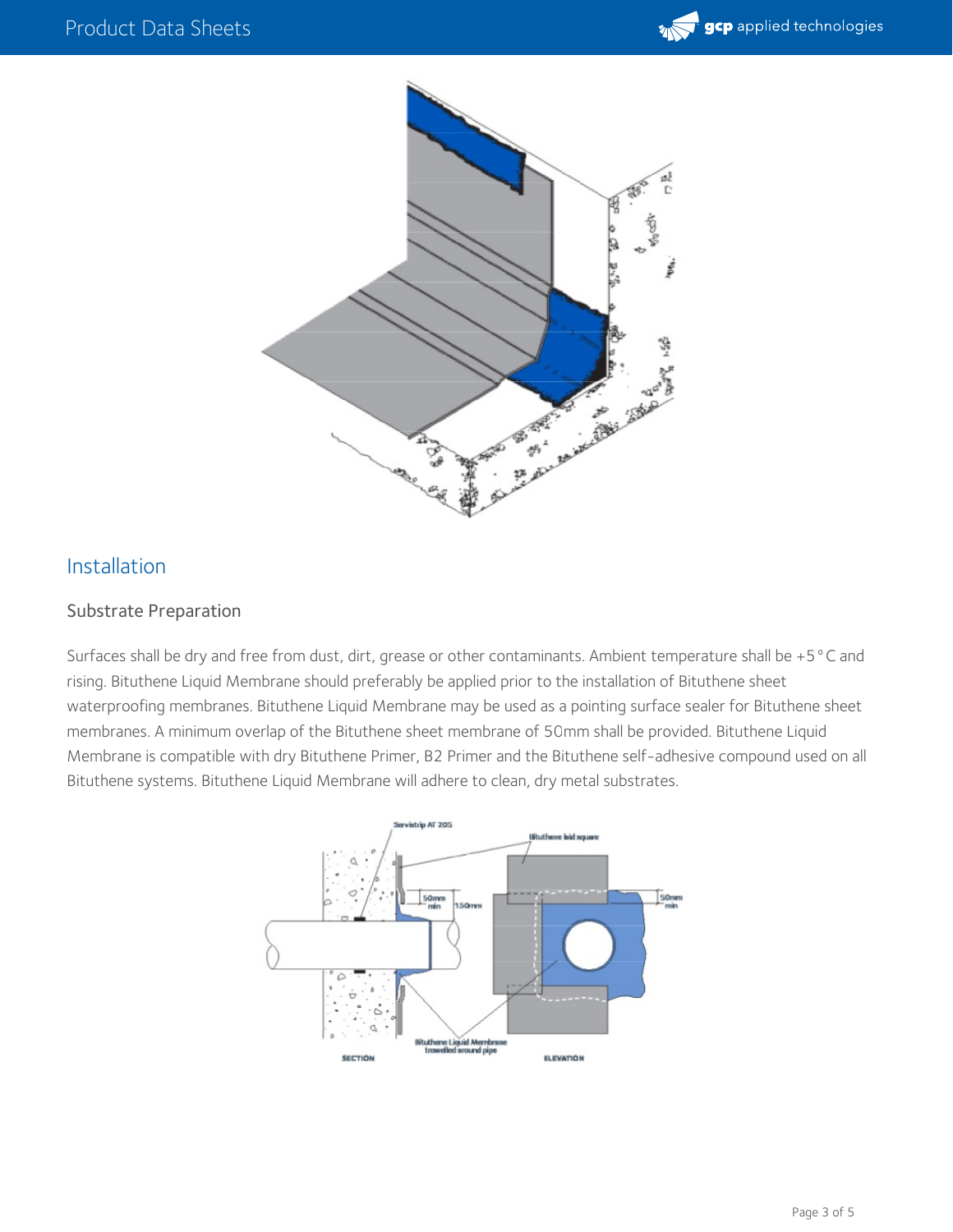## Installation

### Substrate Preparation

Surfaces shall be dry and free from dust, dirt, grease or other contaminants. Ambient temperature shall be +5 °C and rising. Bituthene Liquid Membrane should preferably be applied prior to the installation of Bituthene sheet waterproofing membranes. Bituthene Liquid Membrane may be used as a pointing surface sealer for Bituthene sheet membranes. A minimum overlap of the Bituthene sheet membrane of 50mm shall be provided. Bituthene Liquid Membrane is compatible with dry Bituthene Primer, B2 Primer and the Bituthene self-adhesive compound used on all Bituthene systems. Bituthene Liquid Membrane will adhere to clean, dry metal substrates.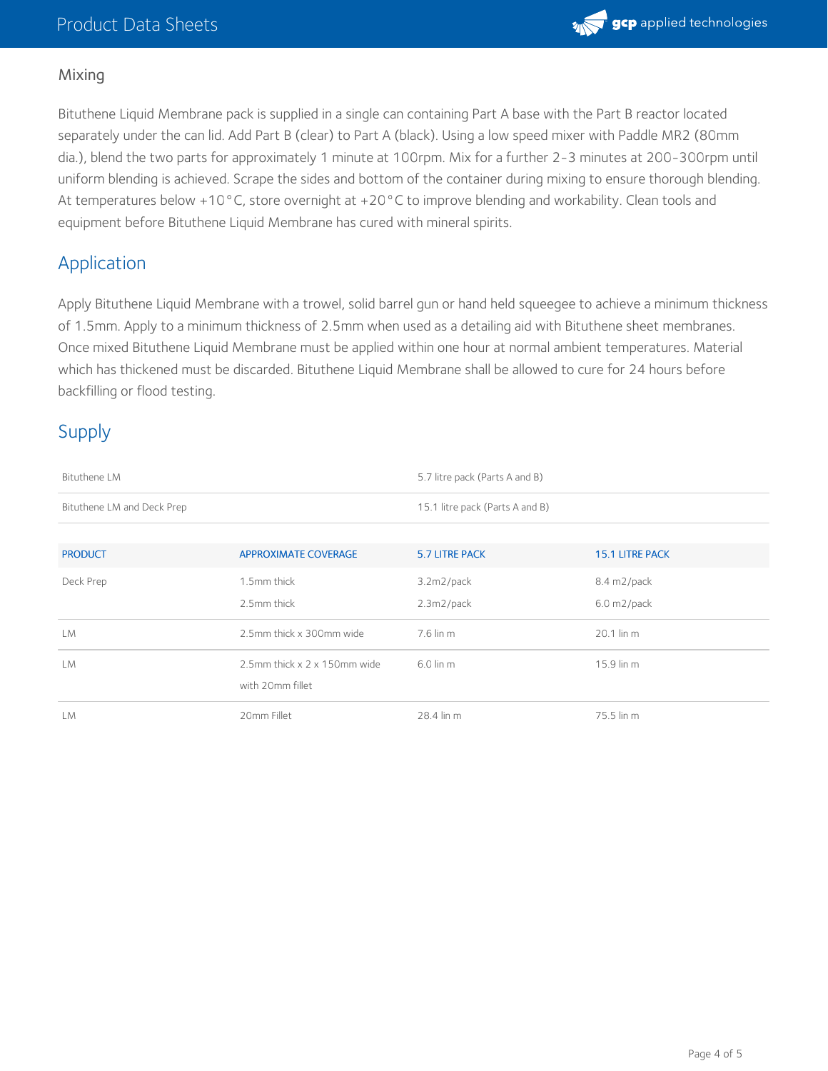## Mixing

Bituthene Liquid Membrane pack is supplied in a single can containing Part A base with the Part B reactor located separately under the can lid. Add Part B (clear) to Part A (black). Using a low speed mixer with Paddle MR2 (80mm dia.), blend the two parts for approximately 1 minute at 100rpm. Mix for a further 2-3 minutes at 200-300rpm until uniform blending is achieved. Scrape the sides and bottom of the container during mixing to ensure thorough blending. At temperatures below +10°C, store overnight at +20°C to improve blending and workability. Clean tools and equipment before Bituthene Liquid Membrane has cured with mineral spirits.

## Application

Apply Bituthene Liquid Membrane with a trowel, solid barrel gun or hand held squeegee to achieve a minimum thickness of 1.5mm. Apply to a minimum thickness of 2.5mm when used as a detailing aid with Bituthene sheet membranes. Once mixed Bituthene Liquid Membrane must be applied within one hour at normal ambient temperatures. Material which has thickened must be discarded. Bituthene Liquid Membrane shall be allowed to cure for 24 hours before backfilling or flood testing.

## Supply

| | |
|---|---|
| Bituthene LM | 5.7 litre pack (Parts A and B) |
| Bituthene LM and Deck Prep | 15.1 litre pack (Parts A and B) |

| PRODUCT | APPROXIMATE COVERAGE | 5.7 LITRE PACK | 15.1 LITRE PACK |
|---|---|---|---|
| Deck Prep | 1.5mm thick | 3.2m2/pack | 8.4 m2/pack |
| | 2.5mm thick | 2.3m2/pack | 6.0 m2/pack |
| LM | 2.5mm thick x 300mm wide | 7.6 lin m | 20.1 lin m |
| LM | 2.5mm thick x 2 x 150mm wide with 20mm fillet | 6.0 lin m | 15.9 lin m |
| LM | 20mm Fillet | 28.4 lin m | 75.5 lin m |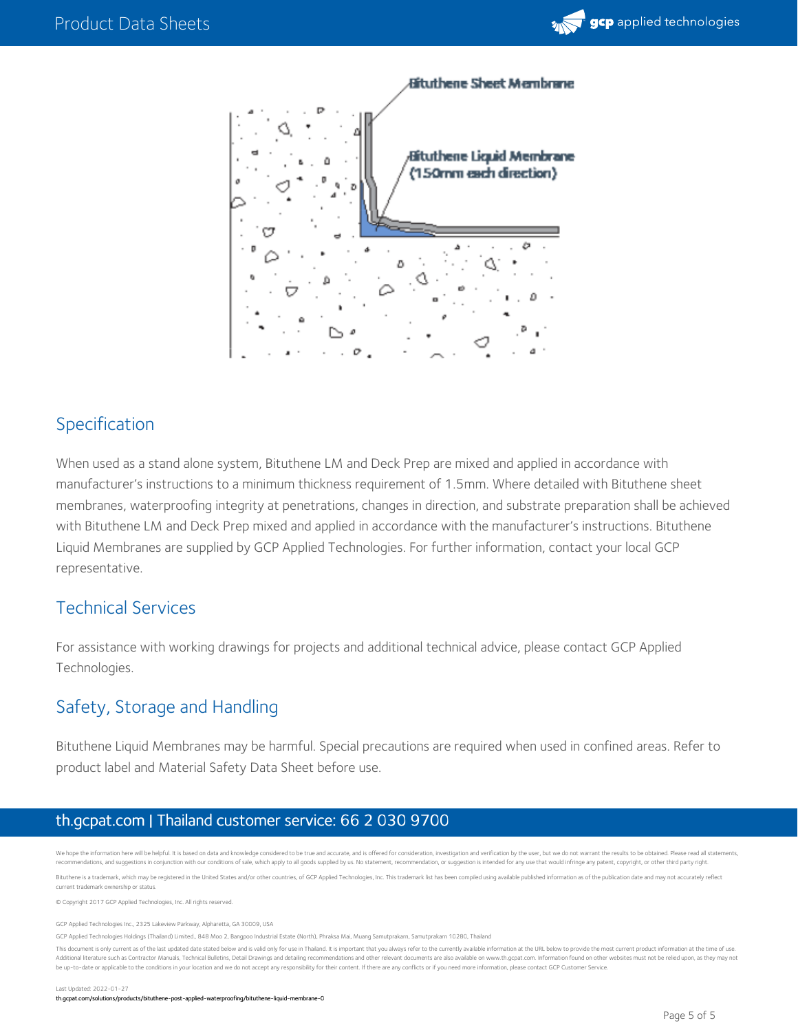Bituthene Sheet Membrane

Bituthene Liquid Membrane (150mm each direction)

## Specification

When used as a stand alone system, Bituthene LM and Deck Prep are mixed and applied in accordance with manufacturer's instructions to a minimum thickness requirement of 1.5mm. Where detailed with Bituthene sheet membranes, waterproofing integrity at penetrations, changes in direction, and substrate preparation shall be achieved with Bituthene LM and Deck Prep mixed and applied in accordance with the manufacturer's instructions. Bituthene Liquid Membranes are supplied by GCP Applied Technologies. For further information, contact your local GCP representative.

## Technical Services

For assistance with working drawings for projects and additional technical advice, please contact GCP Applied Technologies.

## Safety, Storage and Handling

Bituthene Liquid Membranes may be harmful. Special precautions are required when used in confined areas. Refer to product label and Material Safety Data Sheet before use.

th.gcpat.com | Thailand customer service: 66 2 030 9700

We hope the information here will be helpful. It is based on data and knowledge considered to be true and accurate, and is offered for consideration, investigation and verification by the user, but we do not warrant the results to be obtained. Please read all statements, recommendations, and suggestions in conjunction with our conditions of sale, which apply to all goods supplied by us. No statement, recommendation, or suggestion is intended for any use that would infringe any patent, copyright, or other third party right.

Bituthene is a trademark, which may be registered in the United States and/or other countries, of GCP Applied Technologies, Inc. This trademark list has been compiled using available published information as of the publication date and may not accurately reflect current trademark ownership or status.

© Copyright 2017 GCP Applied Technologies, Inc. All rights reserved.

GCP Applied Technologies Inc., 2325 Lakeview Parkway, Alpharetta, GA 30009, USA

GCP Applied Technologies Holdings (Thailand) Limited., 848 Moo 2, Bangpoo Industrial Estate (North), Phraksa Mai, Muang Samutprakarn, Samutprakarn 10280, Thailand

This document is only current as of the last updated date stated below and is valid only for use in Thailand. It is important that you always refer to the currently available information at the URL below to provide the most current product information at the time of use. Additional literature such as Contractor Manuals, Technical Bulletins, Detail Drawings and detailing recommendations and other relevant documents are also available on www.th.gcpat.com. Information found on other websites must not be relied upon, as they may not be up-to-date or applicable to the conditions in your location and we do not accept any responsibility for their content. If there are any conflicts or if you need more information, please contact GCP Customer Service.

Last Updated: 2022-01-27

th.gcpat.com/solutions/products/bituthene-post-applied-waterproofing/bituthene-liquid-membrane-0